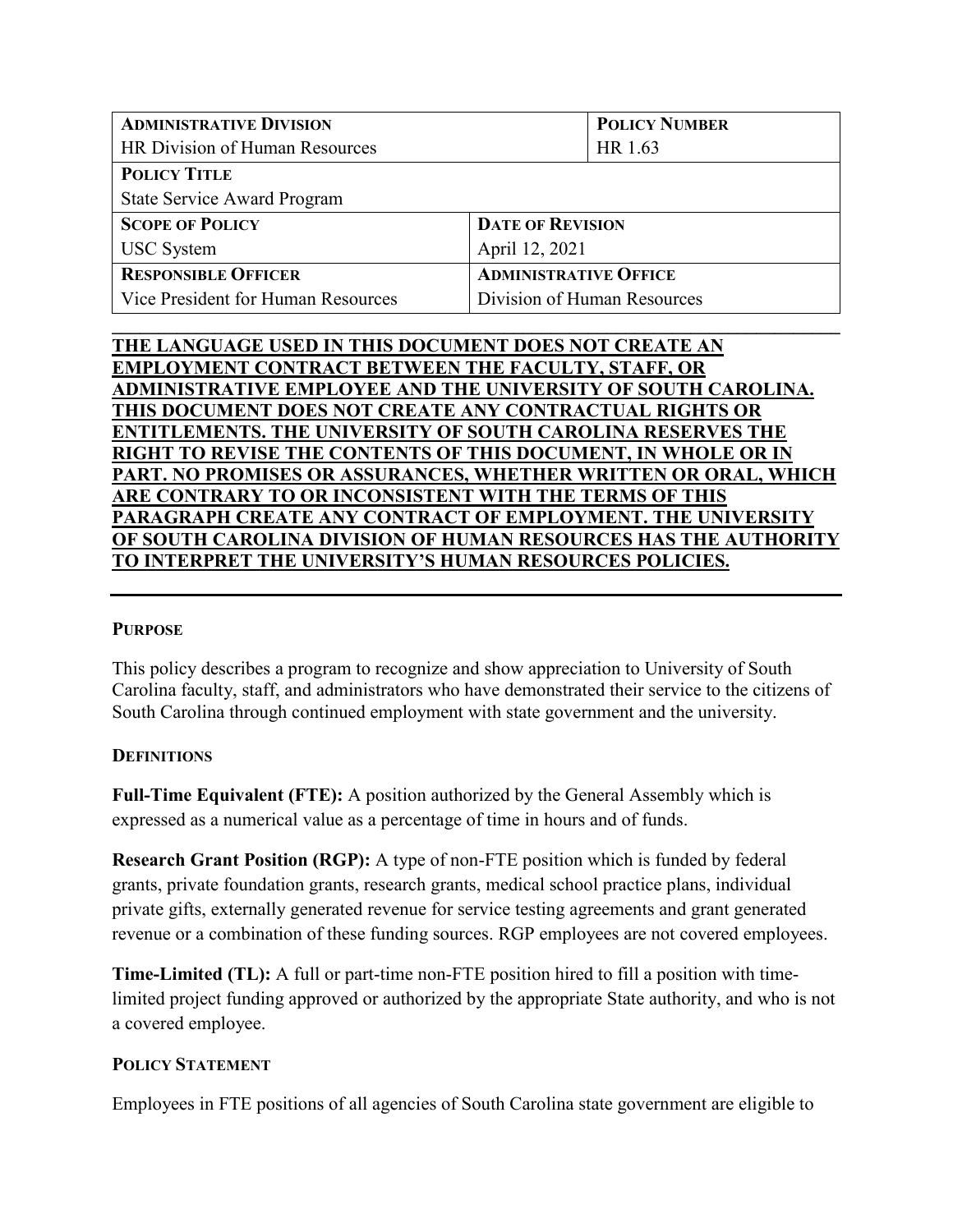| **ADMINISTRATIVE DIVISION** | | **POLICY NUMBER** |
| --- | --- | --- |
| HR Division of Human Resources | | HR 1.63 |
| **POLICY TITLE** | | |
| State Service Award Program | | |
| **SCOPE OF POLICY** | **DATE OF REVISION** | |
| USC System | April 12, 2021 | |
| **RESPONSIBLE OFFICER** | **ADMINISTRATIVE OFFICE** | |
| Vice President for Human Resources | Division of Human Resources | |

**THE LANGUAGE USED IN THIS DOCUMENT DOES NOT CREATE AN EMPLOYMENT CONTRACT BETWEEN THE FACULTY, STAFF, OR ADMINISTRATIVE EMPLOYEE AND THE UNIVERSITY OF SOUTH CAROLINA. THIS DOCUMENT DOES NOT CREATE ANY CONTRACTUAL RIGHTS OR ENTITLEMENTS. THE UNIVERSITY OF SOUTH CAROLINA RESERVES THE RIGHT TO REVISE THE CONTENTS OF THIS DOCUMENT, IN WHOLE OR IN PART. NO PROMISES OR ASSURANCES, WHETHER WRITTEN OR ORAL, WHICH ARE CONTRARY TO OR INCONSISTENT WITH THE TERMS OF THIS PARAGRAPH CREATE ANY CONTRACT OF EMPLOYMENT. THE UNIVERSITY OF SOUTH CAROLINA DIVISION OF HUMAN RESOURCES HAS THE AUTHORITY TO INTERPRET THE UNIVERSITY'S HUMAN RESOURCES POLICIES.**

## PURPOSE

This policy describes a program to recognize and show appreciation to University of South Carolina faculty, staff, and administrators who have demonstrated their service to the citizens of South Carolina through continued employment with state government and the university.

## DEFINITIONS

**Full-Time Equivalent (FTE):** A position authorized by the General Assembly which is expressed as a numerical value as a percentage of time in hours and of funds.

**Research Grant Position (RGP):** A type of non-FTE position which is funded by federal grants, private foundation grants, research grants, medical school practice plans, individual private gifts, externally generated revenue for service testing agreements and grant generated revenue or a combination of these funding sources. RGP employees are not covered employees.

**Time-Limited (TL):** A full or part-time non-FTE position hired to fill a position with time-limited project funding approved or authorized by the appropriate State authority, and who is not a covered employee.

## POLICY STATEMENT

Employees in FTE positions of all agencies of South Carolina state government are eligible to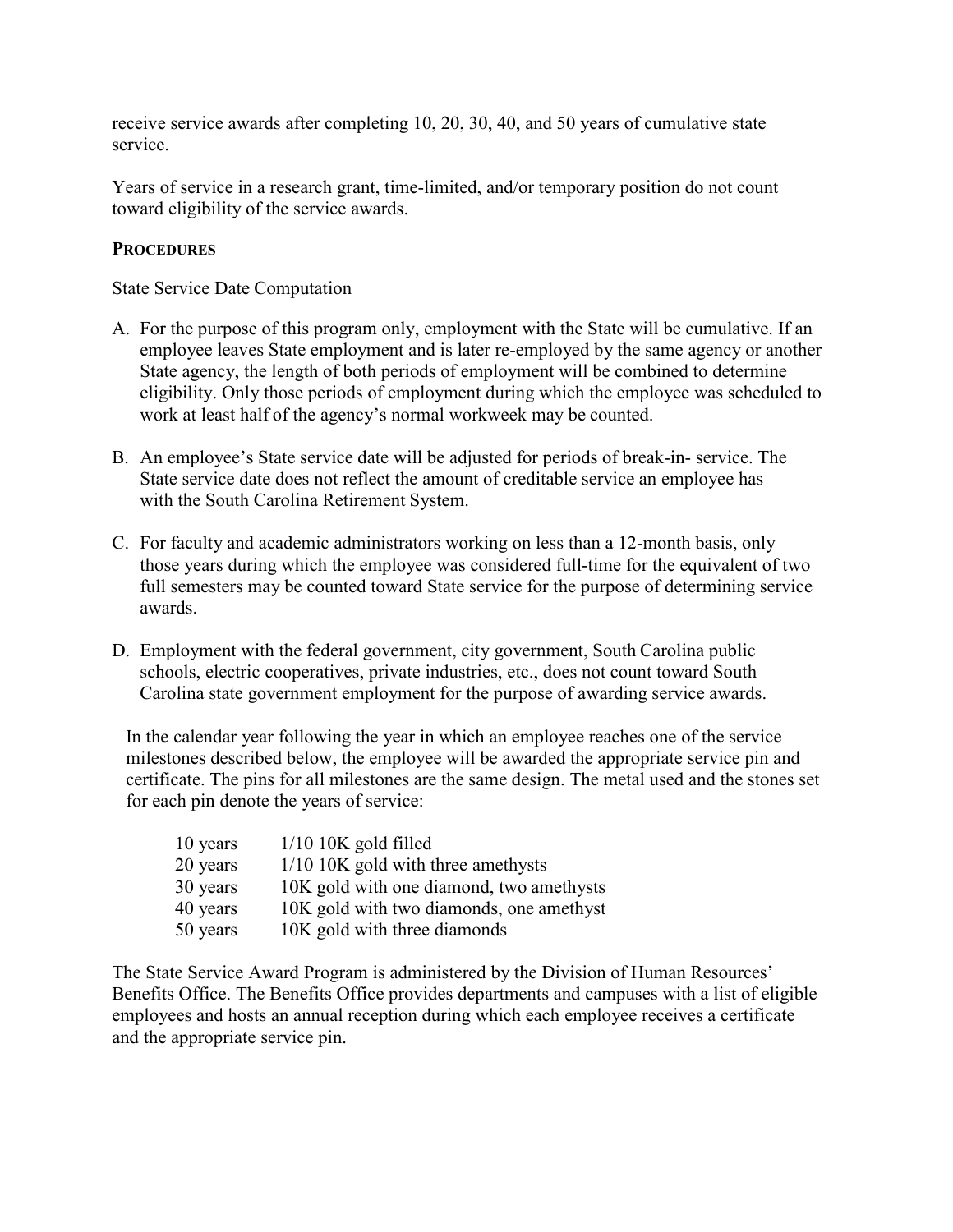receive service awards after completing 10, 20, 30, 40, and 50 years of cumulative state service.

Years of service in a research grant, time-limited, and/or temporary position do not count toward eligibility of the service awards.

**PROCEDURES**

State Service Date Computation

A. For the purpose of this program only, employment with the State will be cumulative. If an employee leaves State employment and is later re-employed by the same agency or another State agency, the length of both periods of employment will be combined to determine eligibility. Only those periods of employment during which the employee was scheduled to work at least half of the agency's normal workweek may be counted.

B. An employee's State service date will be adjusted for periods of break-in- service. The State service date does not reflect the amount of creditable service an employee has with the South Carolina Retirement System.

C. For faculty and academic administrators working on less than a 12-month basis, only those years during which the employee was considered full-time for the equivalent of two full semesters may be counted toward State service for the purpose of determining service awards.

D. Employment with the federal government, city government, South Carolina public schools, electric cooperatives, private industries, etc., does not count toward South Carolina state government employment for the purpose of awarding service awards.

In the calendar year following the year in which an employee reaches one of the service milestones described below, the employee will be awarded the appropriate service pin and certificate. The pins for all milestones are the same design. The metal used and the stones set for each pin denote the years of service:

| | |
|---|---|
| 10 years | 1/10 10K gold filled |
| 20 years | 1/10 10K gold with three amethysts |
| 30 years | 10K gold with one diamond, two amethysts |
| 40 years | 10K gold with two diamonds, one amethyst |
| 50 years | 10K gold with three diamonds |

The State Service Award Program is administered by the Division of Human Resources' Benefits Office. The Benefits Office provides departments and campuses with a list of eligible employees and hosts an annual reception during which each employee receives a certificate and the appropriate service pin.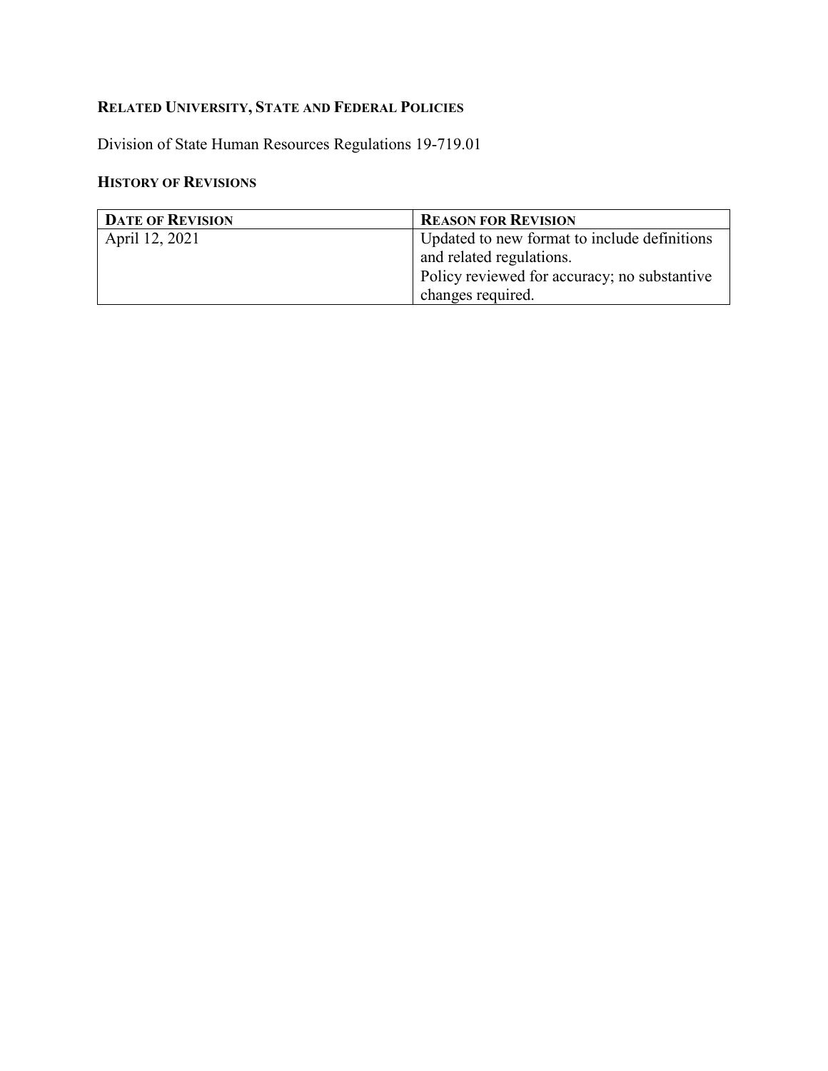## Related University, State and Federal Policies

Division of State Human Resources Regulations 19-719.01

## History of Revisions

| Date of Revision | Reason for Revision |
|---|---|
| April 12, 2021 | Updated to new format to include definitions and related regulations.<br>Policy reviewed for accuracy; no substantive changes required. |